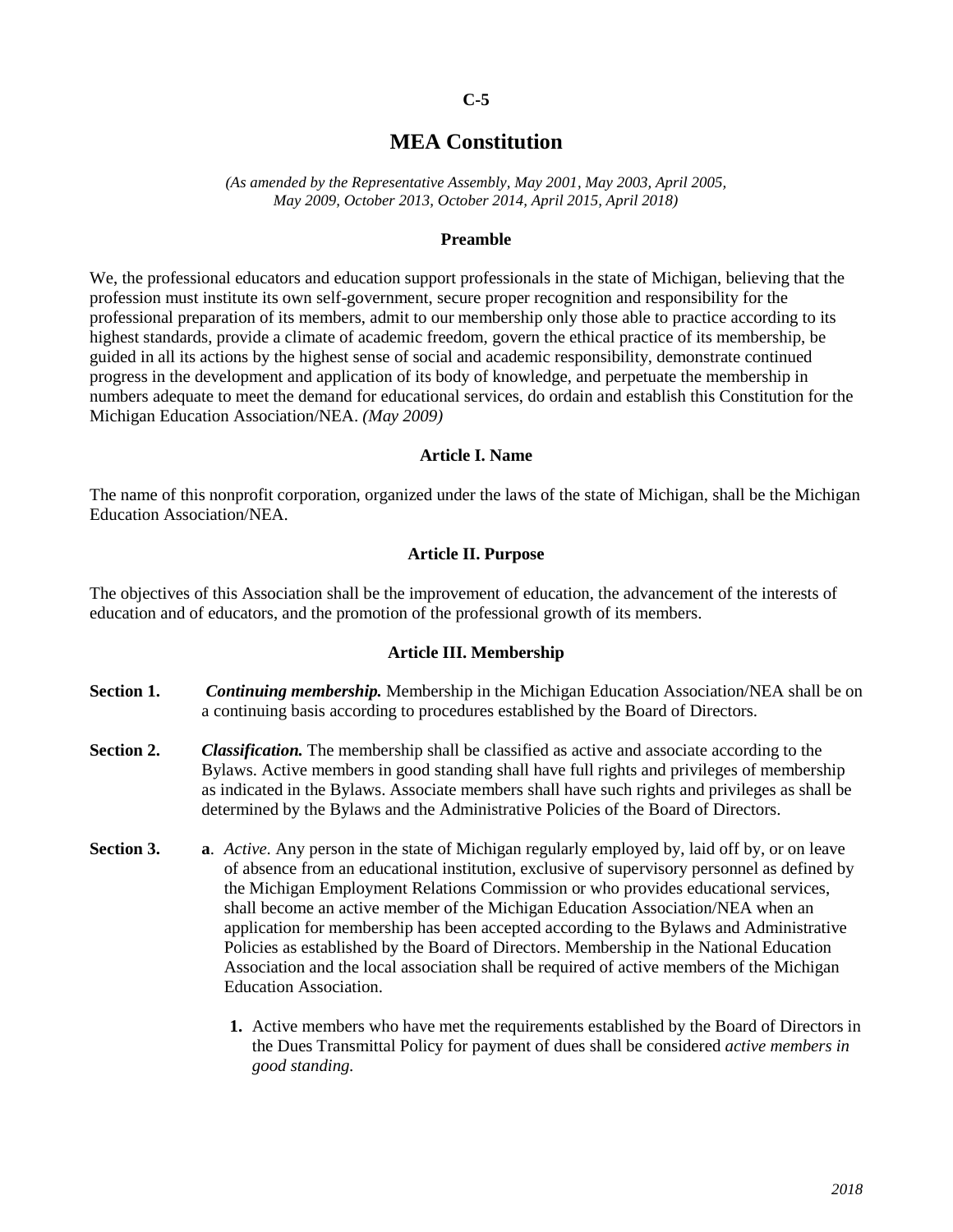C-5

# MEA Constitution

*(As amended by the Representative Assembly, May 2001, May 2003, April 2005, May 2009, October 2013, October 2014, April 2015, April 2018)*

### Preamble

We, the professional educators and education support professionals in the state of Michigan, believing that the profession must institute its own self-government, secure proper recognition and responsibility for the professional preparation of its members, admit to our membership only those able to practice according to its highest standards, provide a climate of academic freedom, govern the ethical practice of its membership, be guided in all its actions by the highest sense of social and academic responsibility, demonstrate continued progress in the development and application of its body of knowledge, and perpetuate the membership in numbers adequate to meet the demand for educational services, do ordain and establish this Constitution for the Michigan Education Association/NEA. *(May 2009)*

### Article I. Name

The name of this nonprofit corporation, organized under the laws of the state of Michigan, shall be the Michigan Education Association/NEA.

### Article II. Purpose

The objectives of this Association shall be the improvement of education, the advancement of the interests of education and of educators, and the promotion of the professional growth of its members.

### Article III. Membership

**Section 1.** ***Continuing membership.*** Membership in the Michigan Education Association/NEA shall be on a continuing basis according to procedures established by the Board of Directors.

**Section 2.** ***Classification.*** The membership shall be classified as active and associate according to the Bylaws. Active members in good standing shall have full rights and privileges of membership as indicated in the Bylaws. Associate members shall have such rights and privileges as shall be determined by the Bylaws and the Administrative Policies of the Board of Directors.

**Section 3.** **a**. *Active.* Any person in the state of Michigan regularly employed by, laid off by, or on leave of absence from an educational institution, exclusive of supervisory personnel as defined by the Michigan Employment Relations Commission or who provides educational services, shall become an active member of the Michigan Education Association/NEA when an application for membership has been accepted according to the Bylaws and Administrative Policies as established by the Board of Directors. Membership in the National Education Association and the local association shall be required of active members of the Michigan Education Association.

1. Active members who have met the requirements established by the Board of Directors in the Dues Transmittal Policy for payment of dues shall be considered *active members in good standing.*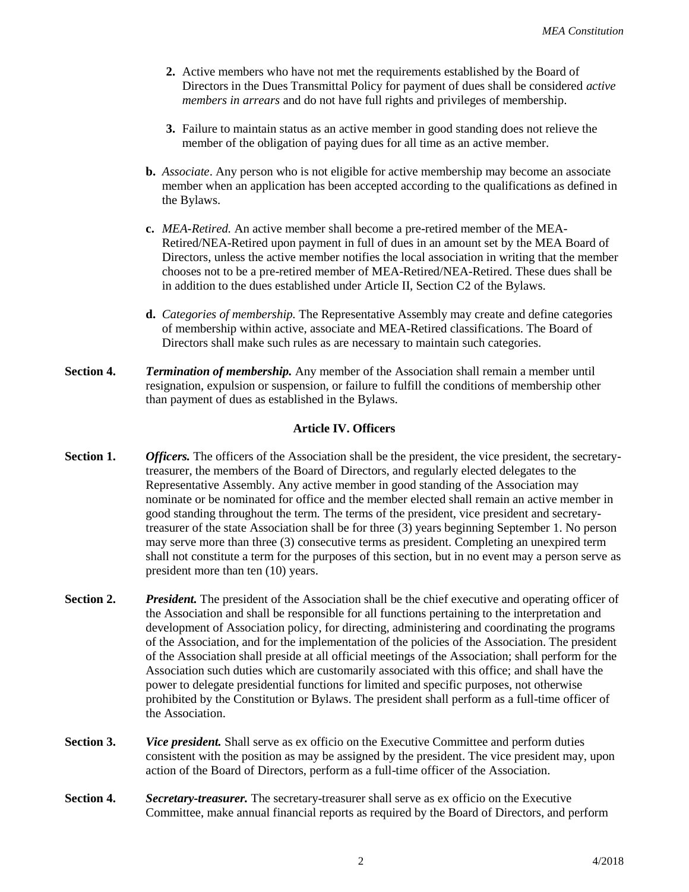2. Active members who have not met the requirements established by the Board of Directors in the Dues Transmittal Policy for payment of dues shall be considered *active members in arrears* and do not have full rights and privileges of membership.

3. Failure to maintain status as an active member in good standing does not relieve the member of the obligation of paying dues for all time as an active member.

**b.** *Associate*. Any person who is not eligible for active membership may become an associate member when an application has been accepted according to the qualifications as defined in the Bylaws.

**c.** *MEA-Retired.* An active member shall become a pre-retired member of the MEA-Retired/NEA-Retired upon payment in full of dues in an amount set by the MEA Board of Directors, unless the active member notifies the local association in writing that the member chooses not to be a pre-retired member of MEA-Retired/NEA-Retired. These dues shall be in addition to the dues established under Article II, Section C2 of the Bylaws.

**d.** *Categories of membership.* The Representative Assembly may create and define categories of membership within active, associate and MEA-Retired classifications. The Board of Directors shall make such rules as are necessary to maintain such categories.

**Section 4.** ***Termination of membership.*** Any member of the Association shall remain a member until resignation, expulsion or suspension, or failure to fulfill the conditions of membership other than payment of dues as established in the Bylaws.

## Article IV. Officers

**Section 1.** ***Officers.*** The officers of the Association shall be the president, the vice president, the secretary-treasurer, the members of the Board of Directors, and regularly elected delegates to the Representative Assembly. Any active member in good standing of the Association may nominate or be nominated for office and the member elected shall remain an active member in good standing throughout the term. The terms of the president, vice president and secretary-treasurer of the state Association shall be for three (3) years beginning September 1. No person may serve more than three (3) consecutive terms as president. Completing an unexpired term shall not constitute a term for the purposes of this section, but in no event may a person serve as president more than ten (10) years.

**Section 2.** ***President.*** The president of the Association shall be the chief executive and operating officer of the Association and shall be responsible for all functions pertaining to the interpretation and development of Association policy, for directing, administering and coordinating the programs of the Association, and for the implementation of the policies of the Association. The president of the Association shall preside at all official meetings of the Association; shall perform for the Association such duties which are customarily associated with this office; and shall have the power to delegate presidential functions for limited and specific purposes, not otherwise prohibited by the Constitution or Bylaws. The president shall perform as a full-time officer of the Association.

**Section 3.** ***Vice president.*** Shall serve as ex officio on the Executive Committee and perform duties consistent with the position as may be assigned by the president. The vice president may, upon action of the Board of Directors, perform as a full-time officer of the Association.

**Section 4.** ***Secretary-treasurer.*** The secretary-treasurer shall serve as ex officio on the Executive Committee, make annual financial reports as required by the Board of Directors, and perform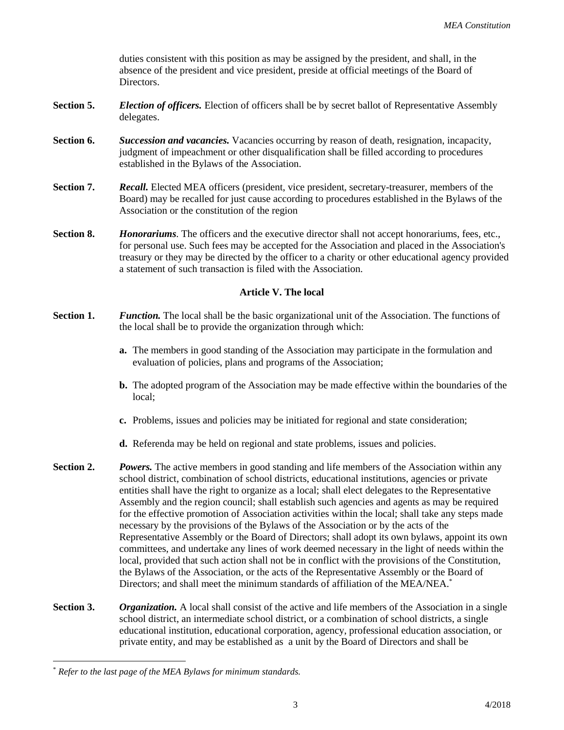duties consistent with this position as may be assigned by the president, and shall, in the absence of the president and vice president, preside at official meetings of the Board of Directors.

**Section 5.** ***Election of officers.*** Election of officers shall be by secret ballot of Representative Assembly delegates.

**Section 6.** ***Succession and vacancies.*** Vacancies occurring by reason of death, resignation, incapacity, judgment of impeachment or other disqualification shall be filled according to procedures established in the Bylaws of the Association.

**Section 7.** ***Recall.*** Elected MEA officers (president, vice president, secretary-treasurer, members of the Board) may be recalled for just cause according to procedures established in the Bylaws of the Association or the constitution of the region

**Section 8.** ***Honorariums***. The officers and the executive director shall not accept honorariums, fees, etc., for personal use. Such fees may be accepted for the Association and placed in the Association's treasury or they may be directed by the officer to a charity or other educational agency provided a statement of such transaction is filed with the Association.

## Article V. The local

**Section 1.** ***Function.*** The local shall be the basic organizational unit of the Association. The functions of the local shall be to provide the organization through which:

- **a.** The members in good standing of the Association may participate in the formulation and evaluation of policies, plans and programs of the Association;
- **b.** The adopted program of the Association may be made effective within the boundaries of the local;
- **c.** Problems, issues and policies may be initiated for regional and state consideration;
- **d.** Referenda may be held on regional and state problems, issues and policies.

**Section 2.** ***Powers.*** The active members in good standing and life members of the Association within any school district, combination of school districts, educational institutions, agencies or private entities shall have the right to organize as a local; shall elect delegates to the Representative Assembly and the region council; shall establish such agencies and agents as may be required for the effective promotion of Association activities within the local; shall take any steps made necessary by the provisions of the Bylaws of the Association or by the acts of the Representative Assembly or the Board of Directors; shall adopt its own bylaws, appoint its own committees, and undertake any lines of work deemed necessary in the light of needs within the local, provided that such action shall not be in conflict with the provisions of the Constitution, the Bylaws of the Association, or the acts of the Representative Assembly or the Board of Directors; and shall meet the minimum standards of affiliation of the MEA/NEA.*

**Section 3.** ***Organization.*** A local shall consist of the active and life members of the Association in a single school district, an intermediate school district, or a combination of school districts, a single educational institution, educational corporation, agency, professional education association, or private entity, and may be established as a unit by the Board of Directors and shall be

---

\* *Refer to the last page of the MEA Bylaws for minimum standards.*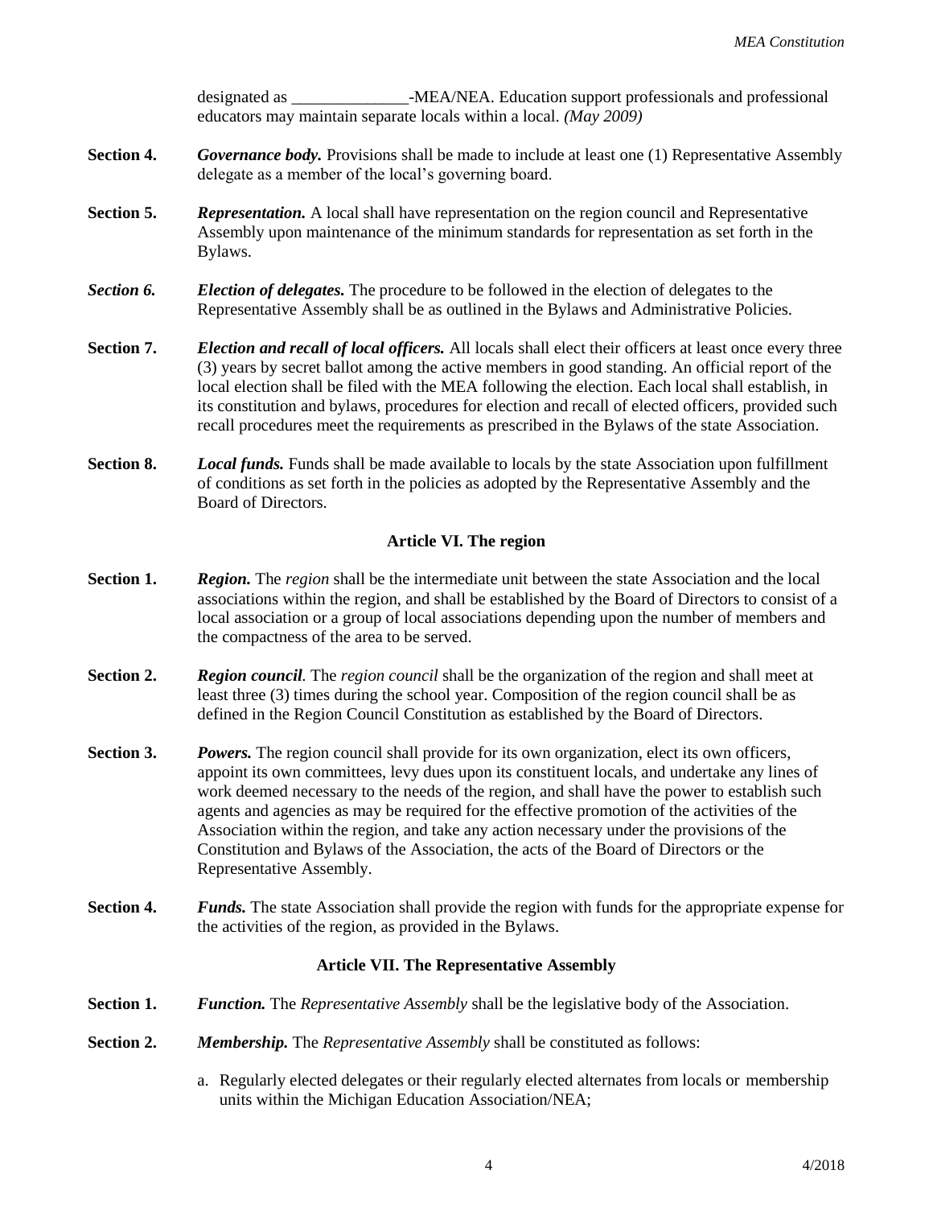designated as ______________-MEA/NEA. Education support professionals and professional educators may maintain separate locals within a local. *(May 2009)*

**Section 4.** ***Governance body.*** Provisions shall be made to include at least one (1) Representative Assembly delegate as a member of the local's governing board.

**Section 5.** ***Representation.*** A local shall have representation on the region council and Representative Assembly upon maintenance of the minimum standards for representation as set forth in the Bylaws.

***Section 6.*** ***Election of delegates.*** The procedure to be followed in the election of delegates to the Representative Assembly shall be as outlined in the Bylaws and Administrative Policies.

**Section 7.** ***Election and recall of local officers.*** All locals shall elect their officers at least once every three (3) years by secret ballot among the active members in good standing. An official report of the local election shall be filed with the MEA following the election. Each local shall establish, in its constitution and bylaws, procedures for election and recall of elected officers, provided such recall procedures meet the requirements as prescribed in the Bylaws of the state Association.

**Section 8.** ***Local funds.*** Funds shall be made available to locals by the state Association upon fulfillment of conditions as set forth in the policies as adopted by the Representative Assembly and the Board of Directors.

## Article VI. The region

**Section 1.** ***Region.*** The *region* shall be the intermediate unit between the state Association and the local associations within the region, and shall be established by the Board of Directors to consist of a local association or a group of local associations depending upon the number of members and the compactness of the area to be served.

**Section 2.** ***Region council.*** The *region council* shall be the organization of the region and shall meet at least three (3) times during the school year. Composition of the region council shall be as defined in the Region Council Constitution as established by the Board of Directors.

**Section 3.** ***Powers.*** The region council shall provide for its own organization, elect its own officers, appoint its own committees, levy dues upon its constituent locals, and undertake any lines of work deemed necessary to the needs of the region, and shall have the power to establish such agents and agencies as may be required for the effective promotion of the activities of the Association within the region, and take any action necessary under the provisions of the Constitution and Bylaws of the Association, the acts of the Board of Directors or the Representative Assembly.

**Section 4.** ***Funds.*** The state Association shall provide the region with funds for the appropriate expense for the activities of the region, as provided in the Bylaws.

## Article VII. The Representative Assembly

**Section 1.** ***Function.*** The *Representative Assembly* shall be the legislative body of the Association.

**Section 2.** ***Membership.*** The *Representative Assembly* shall be constituted as follows:

a. Regularly elected delegates or their regularly elected alternates from locals or membership units within the Michigan Education Association/NEA;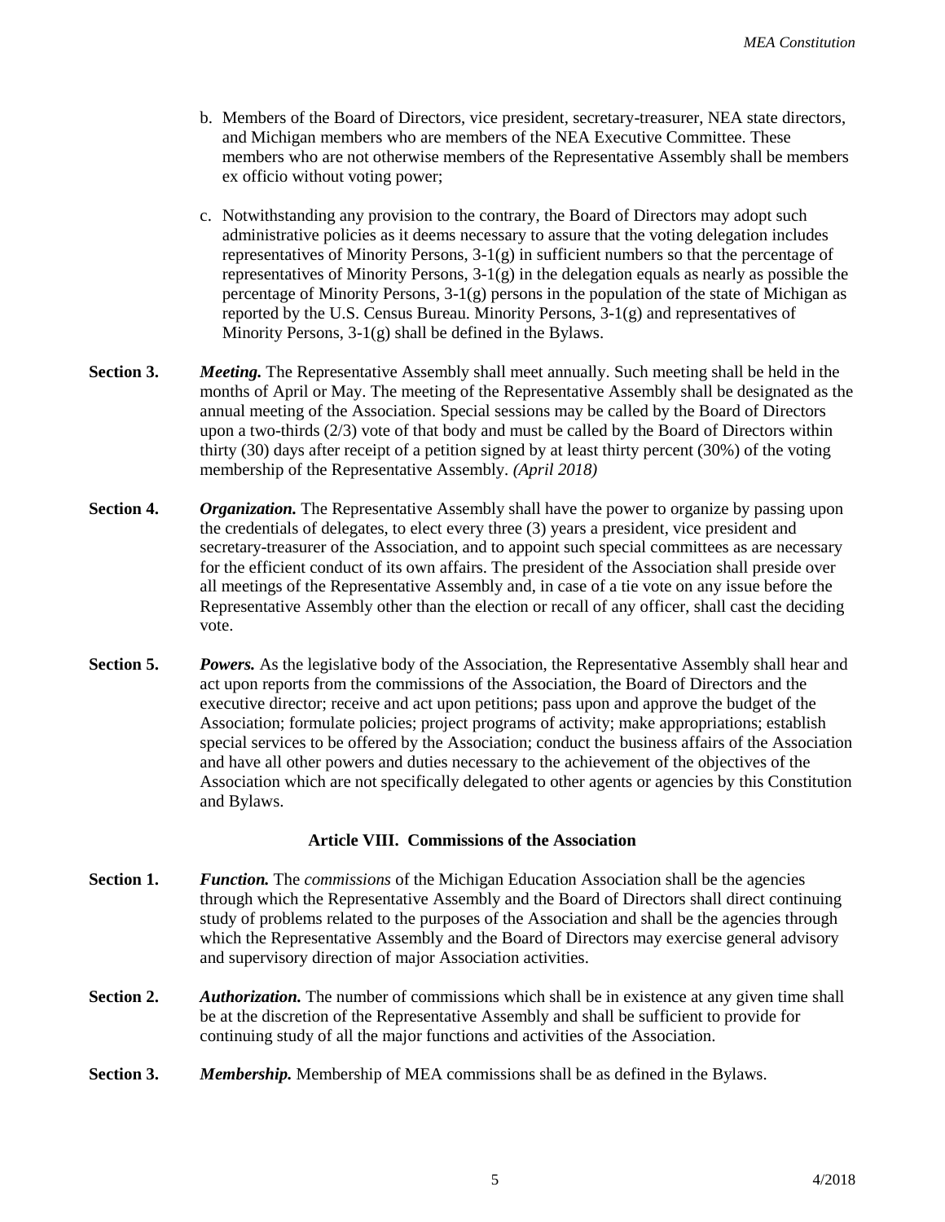b. Members of the Board of Directors, vice president, secretary-treasurer, NEA state directors, and Michigan members who are members of the NEA Executive Committee. These members who are not otherwise members of the Representative Assembly shall be members ex officio without voting power;

c. Notwithstanding any provision to the contrary, the Board of Directors may adopt such administrative policies as it deems necessary to assure that the voting delegation includes representatives of Minority Persons, 3-1(g) in sufficient numbers so that the percentage of representatives of Minority Persons, 3-1(g) in the delegation equals as nearly as possible the percentage of Minority Persons, 3-1(g) persons in the population of the state of Michigan as reported by the U.S. Census Bureau. Minority Persons, 3-1(g) and representatives of Minority Persons, 3-1(g) shall be defined in the Bylaws.

**Section 3.** ***Meeting.*** The Representative Assembly shall meet annually. Such meeting shall be held in the months of April or May. The meeting of the Representative Assembly shall be designated as the annual meeting of the Association. Special sessions may be called by the Board of Directors upon a two-thirds (2/3) vote of that body and must be called by the Board of Directors within thirty (30) days after receipt of a petition signed by at least thirty percent (30%) of the voting membership of the Representative Assembly. *(April 2018)*

**Section 4.** ***Organization.*** The Representative Assembly shall have the power to organize by passing upon the credentials of delegates, to elect every three (3) years a president, vice president and secretary-treasurer of the Association, and to appoint such special committees as are necessary for the efficient conduct of its own affairs. The president of the Association shall preside over all meetings of the Representative Assembly and, in case of a tie vote on any issue before the Representative Assembly other than the election or recall of any officer, shall cast the deciding vote.

**Section 5.** ***Powers.*** As the legislative body of the Association, the Representative Assembly shall hear and act upon reports from the commissions of the Association, the Board of Directors and the executive director; receive and act upon petitions; pass upon and approve the budget of the Association; formulate policies; project programs of activity; make appropriations; establish special services to be offered by the Association; conduct the business affairs of the Association and have all other powers and duties necessary to the achievement of the objectives of the Association which are not specifically delegated to other agents or agencies by this Constitution and Bylaws.

## Article VIII. Commissions of the Association

**Section 1.** ***Function.*** The *commissions* of the Michigan Education Association shall be the agencies through which the Representative Assembly and the Board of Directors shall direct continuing study of problems related to the purposes of the Association and shall be the agencies through which the Representative Assembly and the Board of Directors may exercise general advisory and supervisory direction of major Association activities.

**Section 2.** ***Authorization.*** The number of commissions which shall be in existence at any given time shall be at the discretion of the Representative Assembly and shall be sufficient to provide for continuing study of all the major functions and activities of the Association.

**Section 3.** ***Membership.*** Membership of MEA commissions shall be as defined in the Bylaws.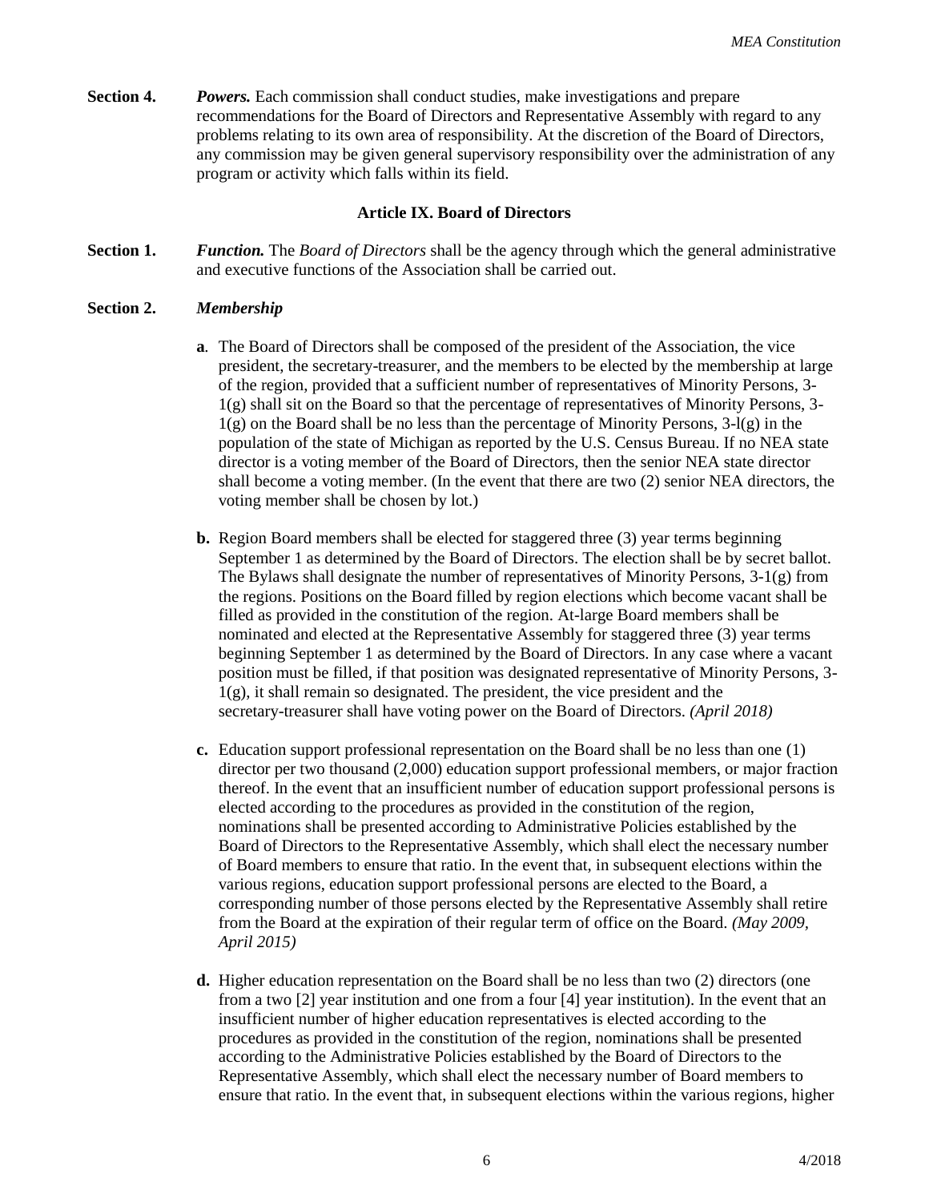**Section 4.** ***Powers.*** Each commission shall conduct studies, make investigations and prepare recommendations for the Board of Directors and Representative Assembly with regard to any problems relating to its own area of responsibility. At the discretion of the Board of Directors, any commission may be given general supervisory responsibility over the administration of any program or activity which falls within its field.

## Article IX. Board of Directors

**Section 1.** ***Function.*** The *Board of Directors* shall be the agency through which the general administrative and executive functions of the Association shall be carried out.

**Section 2.** ***Membership***

**a**. The Board of Directors shall be composed of the president of the Association, the vice president, the secretary-treasurer, and the members to be elected by the membership at large of the region, provided that a sufficient number of representatives of Minority Persons, 3-1(g) shall sit on the Board so that the percentage of representatives of Minority Persons, 3-1(g) on the Board shall be no less than the percentage of Minority Persons, 3-l(g) in the population of the state of Michigan as reported by the U.S. Census Bureau. If no NEA state director is a voting member of the Board of Directors, then the senior NEA state director shall become a voting member. (In the event that there are two (2) senior NEA directors, the voting member shall be chosen by lot.)

**b.** Region Board members shall be elected for staggered three (3) year terms beginning September 1 as determined by the Board of Directors. The election shall be by secret ballot. The Bylaws shall designate the number of representatives of Minority Persons, 3-1(g) from the regions. Positions on the Board filled by region elections which become vacant shall be filled as provided in the constitution of the region. At-large Board members shall be nominated and elected at the Representative Assembly for staggered three (3) year terms beginning September 1 as determined by the Board of Directors. In any case where a vacant position must be filled, if that position was designated representative of Minority Persons, 3-1(g), it shall remain so designated. The president, the vice president and the secretary-treasurer shall have voting power on the Board of Directors. *(April 2018)*

**c.** Education support professional representation on the Board shall be no less than one (1) director per two thousand (2,000) education support professional members, or major fraction thereof. In the event that an insufficient number of education support professional persons is elected according to the procedures as provided in the constitution of the region, nominations shall be presented according to Administrative Policies established by the Board of Directors to the Representative Assembly, which shall elect the necessary number of Board members to ensure that ratio. In the event that, in subsequent elections within the various regions, education support professional persons are elected to the Board, a corresponding number of those persons elected by the Representative Assembly shall retire from the Board at the expiration of their regular term of office on the Board. *(May 2009, April 2015)*

**d.** Higher education representation on the Board shall be no less than two (2) directors (one from a two [2] year institution and one from a four [4] year institution). In the event that an insufficient number of higher education representatives is elected according to the procedures as provided in the constitution of the region, nominations shall be presented according to the Administrative Policies established by the Board of Directors to the Representative Assembly, which shall elect the necessary number of Board members to ensure that ratio. In the event that, in subsequent elections within the various regions, higher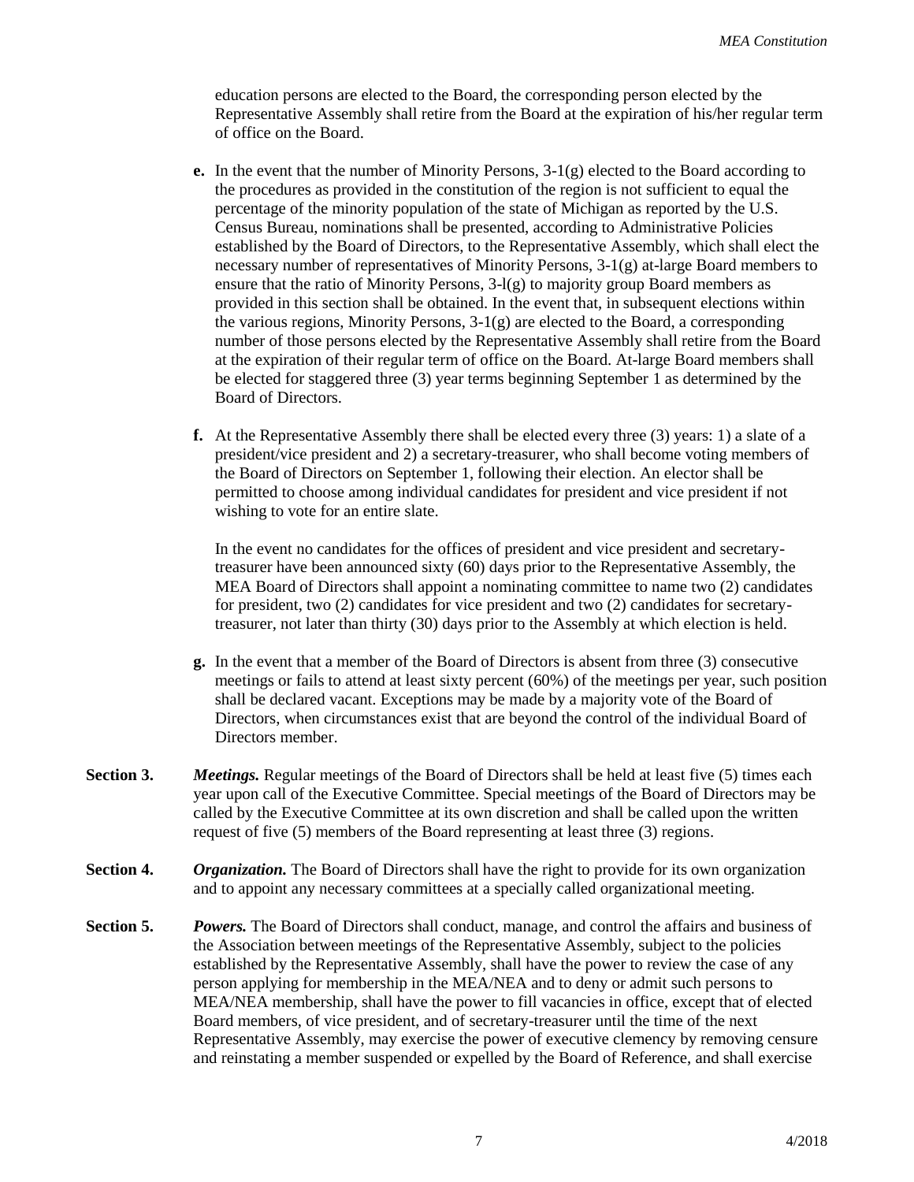education persons are elected to the Board, the corresponding person elected by the Representative Assembly shall retire from the Board at the expiration of his/her regular term of office on the Board.

**e.** In the event that the number of Minority Persons, 3-1(g) elected to the Board according to the procedures as provided in the constitution of the region is not sufficient to equal the percentage of the minority population of the state of Michigan as reported by the U.S. Census Bureau, nominations shall be presented, according to Administrative Policies established by the Board of Directors, to the Representative Assembly, which shall elect the necessary number of representatives of Minority Persons, 3-1(g) at-large Board members to ensure that the ratio of Minority Persons, 3-l(g) to majority group Board members as provided in this section shall be obtained. In the event that, in subsequent elections within the various regions, Minority Persons, 3-1(g) are elected to the Board, a corresponding number of those persons elected by the Representative Assembly shall retire from the Board at the expiration of their regular term of office on the Board. At-large Board members shall be elected for staggered three (3) year terms beginning September 1 as determined by the Board of Directors.

**f.** At the Representative Assembly there shall be elected every three (3) years: 1) a slate of a president/vice president and 2) a secretary-treasurer, who shall become voting members of the Board of Directors on September 1, following their election. An elector shall be permitted to choose among individual candidates for president and vice president if not wishing to vote for an entire slate.

In the event no candidates for the offices of president and vice president and secretary-treasurer have been announced sixty (60) days prior to the Representative Assembly, the MEA Board of Directors shall appoint a nominating committee to name two (2) candidates for president, two (2) candidates for vice president and two (2) candidates for secretary-treasurer, not later than thirty (30) days prior to the Assembly at which election is held.

**g.** In the event that a member of the Board of Directors is absent from three (3) consecutive meetings or fails to attend at least sixty percent (60%) of the meetings per year, such position shall be declared vacant. Exceptions may be made by a majority vote of the Board of Directors, when circumstances exist that are beyond the control of the individual Board of Directors member.

**Section 3.** ***Meetings.*** Regular meetings of the Board of Directors shall be held at least five (5) times each year upon call of the Executive Committee. Special meetings of the Board of Directors may be called by the Executive Committee at its own discretion and shall be called upon the written request of five (5) members of the Board representing at least three (3) regions.

**Section 4.** ***Organization.*** The Board of Directors shall have the right to provide for its own organization and to appoint any necessary committees at a specially called organizational meeting.

**Section 5.** ***Powers.*** The Board of Directors shall conduct, manage, and control the affairs and business of the Association between meetings of the Representative Assembly, subject to the policies established by the Representative Assembly, shall have the power to review the case of any person applying for membership in the MEA/NEA and to deny or admit such persons to MEA/NEA membership, shall have the power to fill vacancies in office, except that of elected Board members, of vice president, and of secretary-treasurer until the time of the next Representative Assembly, may exercise the power of executive clemency by removing censure and reinstating a member suspended or expelled by the Board of Reference, and shall exercise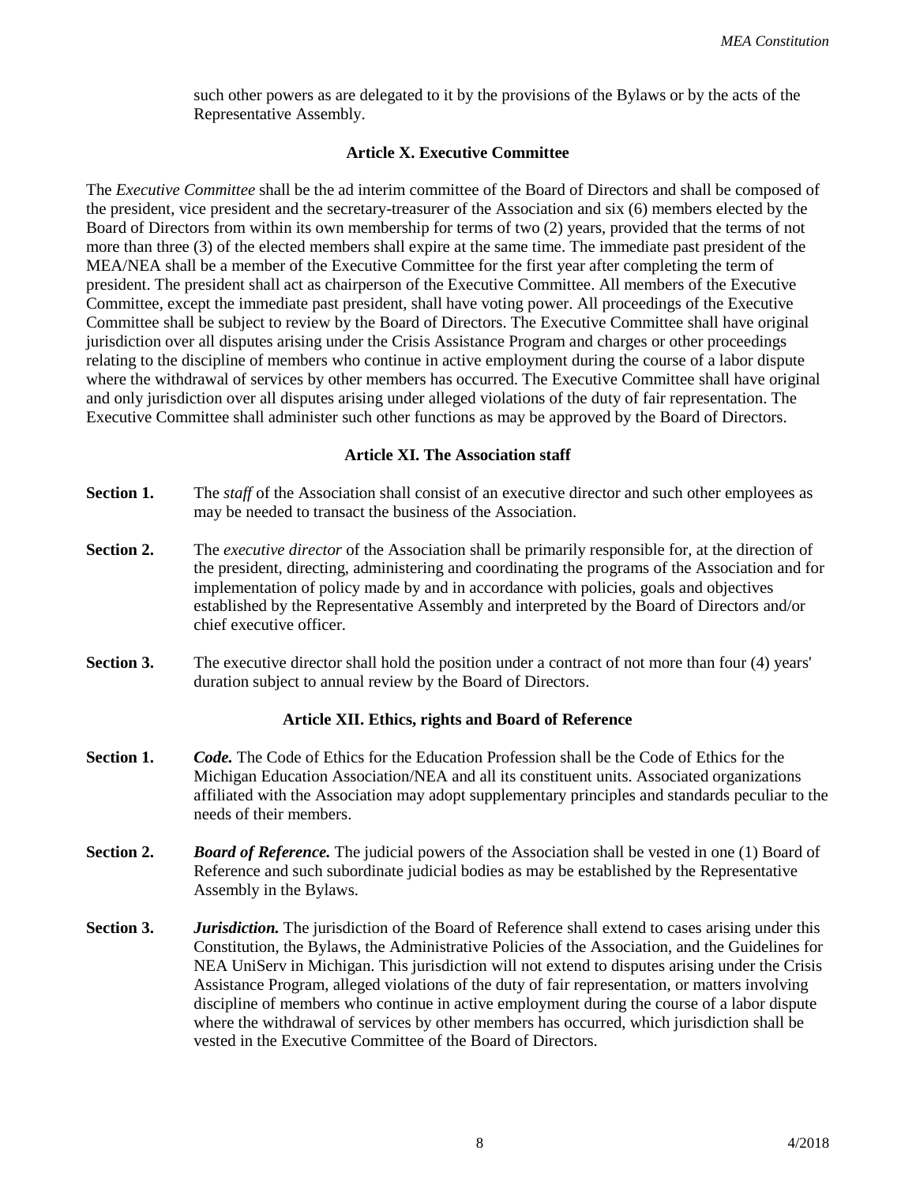such other powers as are delegated to it by the provisions of the Bylaws or by the acts of the Representative Assembly.

### Article X. Executive Committee

The *Executive Committee* shall be the ad interim committee of the Board of Directors and shall be composed of the president, vice president and the secretary-treasurer of the Association and six (6) members elected by the Board of Directors from within its own membership for terms of two (2) years, provided that the terms of not more than three (3) of the elected members shall expire at the same time. The immediate past president of the MEA/NEA shall be a member of the Executive Committee for the first year after completing the term of president. The president shall act as chairperson of the Executive Committee. All members of the Executive Committee, except the immediate past president, shall have voting power. All proceedings of the Executive Committee shall be subject to review by the Board of Directors. The Executive Committee shall have original jurisdiction over all disputes arising under the Crisis Assistance Program and charges or other proceedings relating to the discipline of members who continue in active employment during the course of a labor dispute where the withdrawal of services by other members has occurred. The Executive Committee shall have original and only jurisdiction over all disputes arising under alleged violations of the duty of fair representation. The Executive Committee shall administer such other functions as may be approved by the Board of Directors.

### Article XI. The Association staff

**Section 1.** The *staff* of the Association shall consist of an executive director and such other employees as may be needed to transact the business of the Association.

**Section 2.** The *executive director* of the Association shall be primarily responsible for, at the direction of the president, directing, administering and coordinating the programs of the Association and for implementation of policy made by and in accordance with policies, goals and objectives established by the Representative Assembly and interpreted by the Board of Directors and/or chief executive officer.

**Section 3.** The executive director shall hold the position under a contract of not more than four (4) years' duration subject to annual review by the Board of Directors.

### Article XII. Ethics, rights and Board of Reference

**Section 1.** ***Code.*** The Code of Ethics for the Education Profession shall be the Code of Ethics for the Michigan Education Association/NEA and all its constituent units. Associated organizations affiliated with the Association may adopt supplementary principles and standards peculiar to the needs of their members.

**Section 2.** ***Board of Reference.*** The judicial powers of the Association shall be vested in one (1) Board of Reference and such subordinate judicial bodies as may be established by the Representative Assembly in the Bylaws.

**Section 3.** ***Jurisdiction.*** The jurisdiction of the Board of Reference shall extend to cases arising under this Constitution, the Bylaws, the Administrative Policies of the Association, and the Guidelines for NEA UniServ in Michigan. This jurisdiction will not extend to disputes arising under the Crisis Assistance Program, alleged violations of the duty of fair representation, or matters involving discipline of members who continue in active employment during the course of a labor dispute where the withdrawal of services by other members has occurred, which jurisdiction shall be vested in the Executive Committee of the Board of Directors.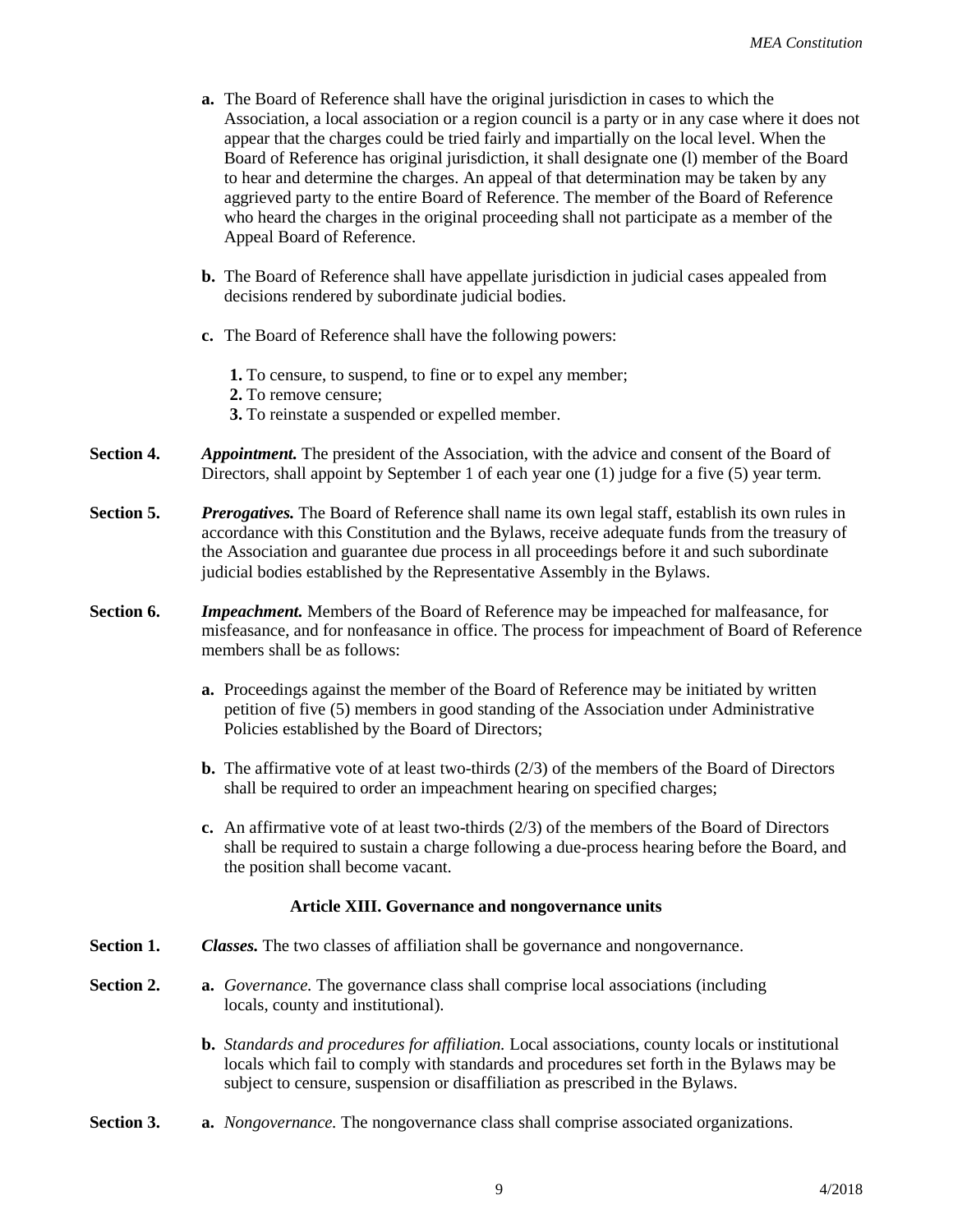**a.** The Board of Reference shall have the original jurisdiction in cases to which the Association, a local association or a region council is a party or in any case where it does not appear that the charges could be tried fairly and impartially on the local level. When the Board of Reference has original jurisdiction, it shall designate one (l) member of the Board to hear and determine the charges. An appeal of that determination may be taken by any aggrieved party to the entire Board of Reference. The member of the Board of Reference who heard the charges in the original proceeding shall not participate as a member of the Appeal Board of Reference.

**b.** The Board of Reference shall have appellate jurisdiction in judicial cases appealed from decisions rendered by subordinate judicial bodies.

**c.** The Board of Reference shall have the following powers:

**1.** To censure, to suspend, to fine or to expel any member;
**2.** To remove censure;
**3.** To reinstate a suspended or expelled member.

**Section 4.** ***Appointment.*** The president of the Association, with the advice and consent of the Board of Directors, shall appoint by September 1 of each year one (1) judge for a five (5) year term.

**Section 5.** ***Prerogatives.*** The Board of Reference shall name its own legal staff, establish its own rules in accordance with this Constitution and the Bylaws, receive adequate funds from the treasury of the Association and guarantee due process in all proceedings before it and such subordinate judicial bodies established by the Representative Assembly in the Bylaws.

**Section 6.** ***Impeachment.*** Members of the Board of Reference may be impeached for malfeasance, for misfeasance, and for nonfeasance in office. The process for impeachment of Board of Reference members shall be as follows:

**a.** Proceedings against the member of the Board of Reference may be initiated by written petition of five (5) members in good standing of the Association under Administrative Policies established by the Board of Directors;

**b.** The affirmative vote of at least two-thirds (2/3) of the members of the Board of Directors shall be required to order an impeachment hearing on specified charges;

**c.** An affirmative vote of at least two-thirds (2/3) of the members of the Board of Directors shall be required to sustain a charge following a due-process hearing before the Board, and the position shall become vacant.

## Article XIII. Governance and nongovernance units

**Section 1.** ***Classes.*** The two classes of affiliation shall be governance and nongovernance.

**Section 2.** **a.** *Governance.* The governance class shall comprise local associations (including locals, county and institutional).

**b.** *Standards and procedures for affiliation.* Local associations, county locals or institutional locals which fail to comply with standards and procedures set forth in the Bylaws may be subject to censure, suspension or disaffiliation as prescribed in the Bylaws.

**Section 3.** **a.** *Nongovernance.* The nongovernance class shall comprise associated organizations.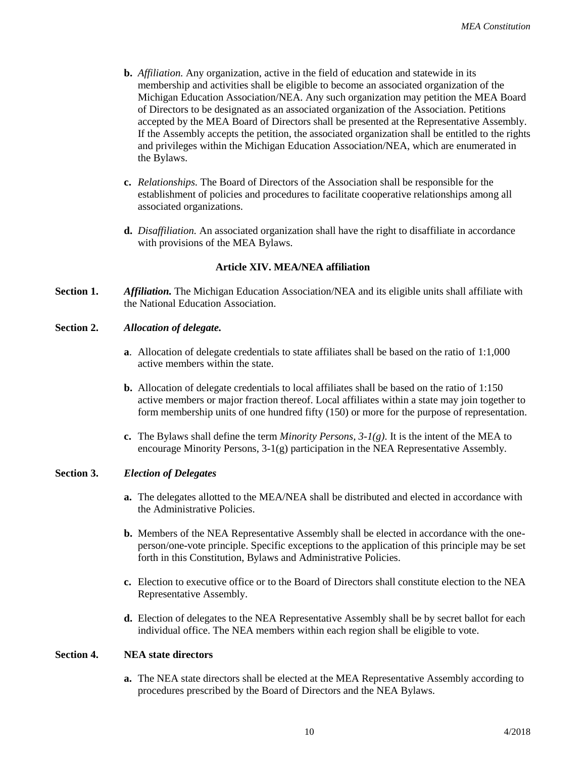**b.** *Affiliation.* Any organization, active in the field of education and statewide in its membership and activities shall be eligible to become an associated organization of the Michigan Education Association/NEA. Any such organization may petition the MEA Board of Directors to be designated as an associated organization of the Association. Petitions accepted by the MEA Board of Directors shall be presented at the Representative Assembly. If the Assembly accepts the petition, the associated organization shall be entitled to the rights and privileges within the Michigan Education Association/NEA, which are enumerated in the Bylaws.

**c.** *Relationships.* The Board of Directors of the Association shall be responsible for the establishment of policies and procedures to facilitate cooperative relationships among all associated organizations.

**d.** *Disaffiliation.* An associated organization shall have the right to disaffiliate in accordance with provisions of the MEA Bylaws.

### Article XIV. MEA/NEA affiliation

**Section 1.** ***Affiliation.*** The Michigan Education Association/NEA and its eligible units shall affiliate with the National Education Association.

**Section 2.** ***Allocation of delegate.***

**a**. Allocation of delegate credentials to state affiliates shall be based on the ratio of 1:1,000 active members within the state.

**b.** Allocation of delegate credentials to local affiliates shall be based on the ratio of 1:150 active members or major fraction thereof. Local affiliates within a state may join together to form membership units of one hundred fifty (150) or more for the purpose of representation.

**c.** The Bylaws shall define the term *Minority Persons, 3-1(g)*. It is the intent of the MEA to encourage Minority Persons, 3-1(g) participation in the NEA Representative Assembly.

**Section 3.** ***Election of Delegates***

**a.** The delegates allotted to the MEA/NEA shall be distributed and elected in accordance with the Administrative Policies.

**b.** Members of the NEA Representative Assembly shall be elected in accordance with the one-person/one-vote principle. Specific exceptions to the application of this principle may be set forth in this Constitution, Bylaws and Administrative Policies.

**c.** Election to executive office or to the Board of Directors shall constitute election to the NEA Representative Assembly.

**d.** Election of delegates to the NEA Representative Assembly shall be by secret ballot for each individual office. The NEA members within each region shall be eligible to vote.

**Section 4.** **NEA state directors**

**a.** The NEA state directors shall be elected at the MEA Representative Assembly according to procedures prescribed by the Board of Directors and the NEA Bylaws.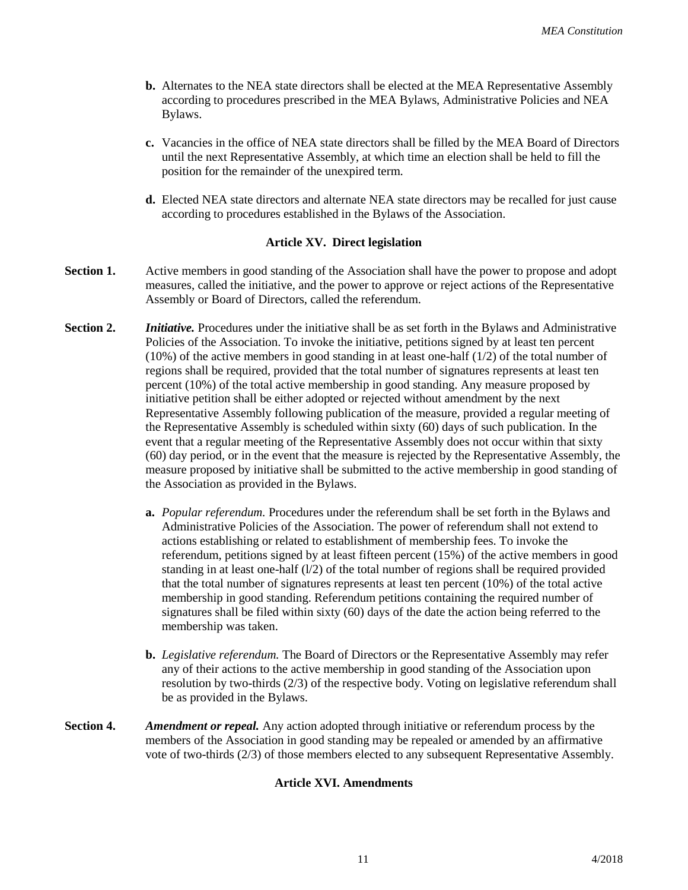**b.** Alternates to the NEA state directors shall be elected at the MEA Representative Assembly according to procedures prescribed in the MEA Bylaws, Administrative Policies and NEA Bylaws.

**c.** Vacancies in the office of NEA state directors shall be filled by the MEA Board of Directors until the next Representative Assembly, at which time an election shall be held to fill the position for the remainder of the unexpired term.

**d.** Elected NEA state directors and alternate NEA state directors may be recalled for just cause according to procedures established in the Bylaws of the Association.

## Article XV. Direct legislation

**Section 1.** Active members in good standing of the Association shall have the power to propose and adopt measures, called the initiative, and the power to approve or reject actions of the Representative Assembly or Board of Directors, called the referendum.

**Section 2.** ***Initiative.*** Procedures under the initiative shall be as set forth in the Bylaws and Administrative Policies of the Association. To invoke the initiative, petitions signed by at least ten percent (10%) of the active members in good standing in at least one-half (1/2) of the total number of regions shall be required, provided that the total number of signatures represents at least ten percent (10%) of the total active membership in good standing. Any measure proposed by initiative petition shall be either adopted or rejected without amendment by the next Representative Assembly following publication of the measure, provided a regular meeting of the Representative Assembly is scheduled within sixty (60) days of such publication. In the event that a regular meeting of the Representative Assembly does not occur within that sixty (60) day period, or in the event that the measure is rejected by the Representative Assembly, the measure proposed by initiative shall be submitted to the active membership in good standing of the Association as provided in the Bylaws.

**a.** *Popular referendum.* Procedures under the referendum shall be set forth in the Bylaws and Administrative Policies of the Association. The power of referendum shall not extend to actions establishing or related to establishment of membership fees. To invoke the referendum, petitions signed by at least fifteen percent (15%) of the active members in good standing in at least one-half (l/2) of the total number of regions shall be required provided that the total number of signatures represents at least ten percent (10%) of the total active membership in good standing. Referendum petitions containing the required number of signatures shall be filed within sixty (60) days of the date the action being referred to the membership was taken.

**b.** *Legislative referendum.* The Board of Directors or the Representative Assembly may refer any of their actions to the active membership in good standing of the Association upon resolution by two-thirds (2/3) of the respective body. Voting on legislative referendum shall be as provided in the Bylaws.

**Section 4.** ***Amendment or repeal.*** Any action adopted through initiative or referendum process by the members of the Association in good standing may be repealed or amended by an affirmative vote of two-thirds (2/3) of those members elected to any subsequent Representative Assembly.

## Article XVI. Amendments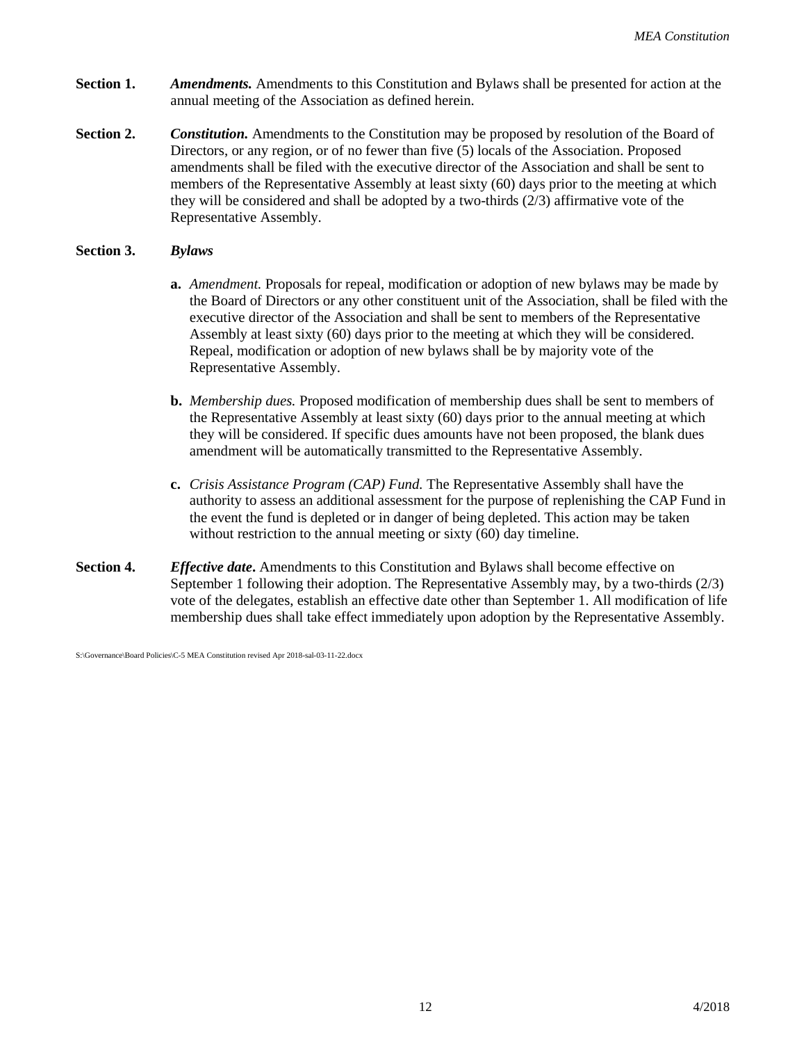**Section 1.** ***Amendments.*** Amendments to this Constitution and Bylaws shall be presented for action at the annual meeting of the Association as defined herein.

**Section 2.** ***Constitution.*** Amendments to the Constitution may be proposed by resolution of the Board of Directors, or any region, or of no fewer than five (5) locals of the Association. Proposed amendments shall be filed with the executive director of the Association and shall be sent to members of the Representative Assembly at least sixty (60) days prior to the meeting at which they will be considered and shall be adopted by a two-thirds (2/3) affirmative vote of the Representative Assembly.

**Section 3.** ***Bylaws***

- **a.** *Amendment.* Proposals for repeal, modification or adoption of new bylaws may be made by the Board of Directors or any other constituent unit of the Association, shall be filed with the executive director of the Association and shall be sent to members of the Representative Assembly at least sixty (60) days prior to the meeting at which they will be considered. Repeal, modification or adoption of new bylaws shall be by majority vote of the Representative Assembly.

- **b.** *Membership dues.* Proposed modification of membership dues shall be sent to members of the Representative Assembly at least sixty (60) days prior to the annual meeting at which they will be considered. If specific dues amounts have not been proposed, the blank dues amendment will be automatically transmitted to the Representative Assembly.

- **c.** *Crisis Assistance Program (CAP) Fund.* The Representative Assembly shall have the authority to assess an additional assessment for the purpose of replenishing the CAP Fund in the event the fund is depleted or in danger of being depleted. This action may be taken without restriction to the annual meeting or sixty (60) day timeline.

**Section 4.** ***Effective date*.** Amendments to this Constitution and Bylaws shall become effective on September 1 following their adoption. The Representative Assembly may, by a two-thirds (2/3) vote of the delegates, establish an effective date other than September 1. All modification of life membership dues shall take effect immediately upon adoption by the Representative Assembly.

S:\Governance\Board Policies\C-5 MEA Constitution revised Apr 2018-sal-03-11-22.docx